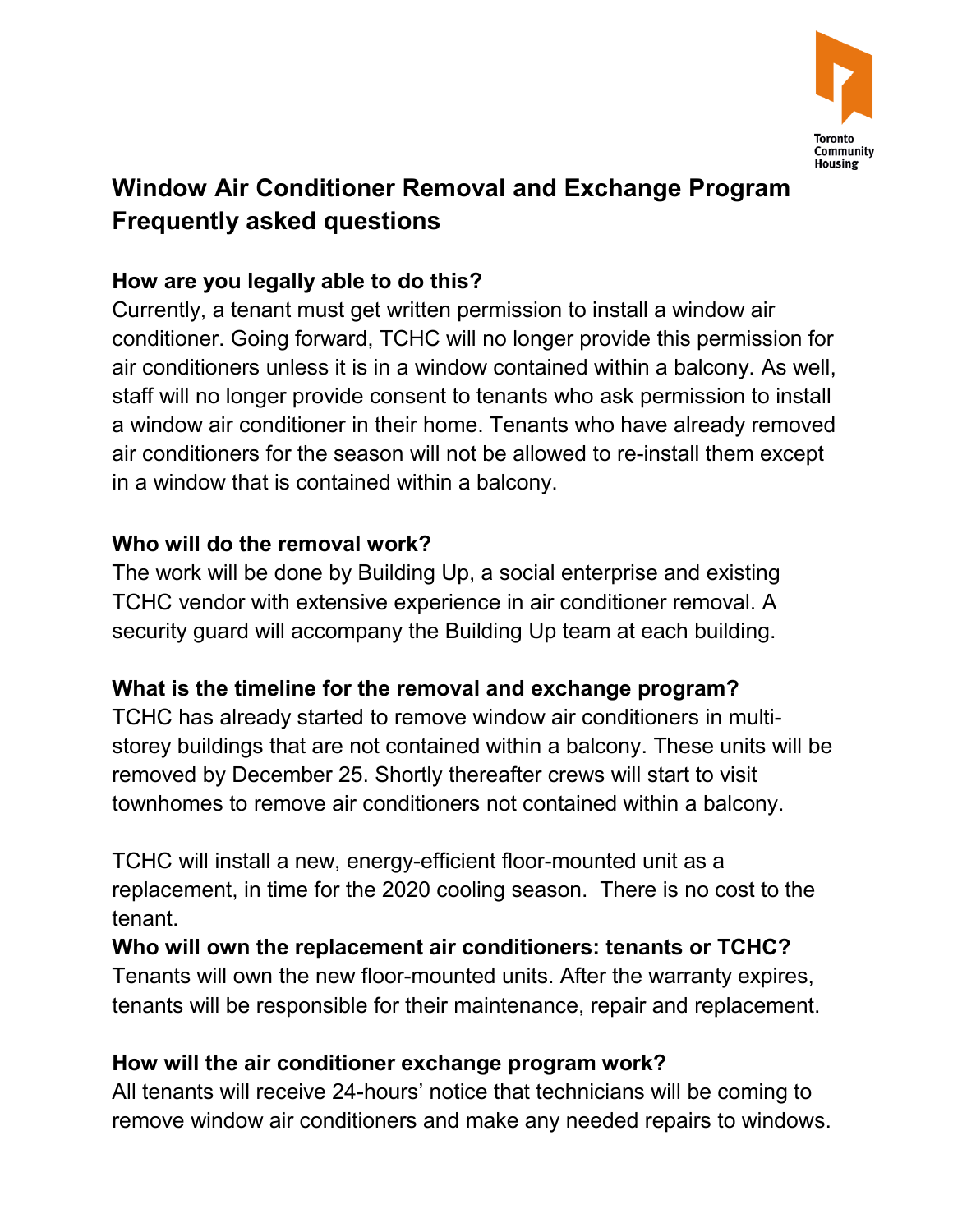# Window Air Conditioner Removal and Exchange Program Frequently asked questions

### How are you legally able to do this?

Currently, a tenant must get written permission to install a window air conditioner. Going forward, TCHC will no longer provide this permission for air conditioners unless it is in a window contained within a balcony. As well, staff will no longer provide consent to tenants who ask permission to install a window air conditioner in their home. Tenants who have already removed air conditioners for the season will not be allowed to re-install them except in a window that is contained within a balcony.

### Who will do the removal work?

The work will be done by Building Up, a social enterprise and existing TCHC vendor with extensive experience in air conditioner removal. A security guard will accompany the Building Up team at each building.

### What is the timeline for the removal and exchange program?

TCHC has already started to remove window air conditioners in multi-storey buildings that are not contained within a balcony. These units will be removed by December 25. Shortly thereafter crews will start to visit townhomes to remove air conditioners not contained within a balcony.

TCHC will install a new, energy-efficient floor-mounted unit as a replacement, in time for the 2020 cooling season. There is no cost to the tenant.

### Who will own the replacement air conditioners: tenants or TCHC?

Tenants will own the new floor-mounted units. After the warranty expires, tenants will be responsible for their maintenance, repair and replacement.

### How will the air conditioner exchange program work?

All tenants will receive 24-hours' notice that technicians will be coming to remove window air conditioners and make any needed repairs to windows.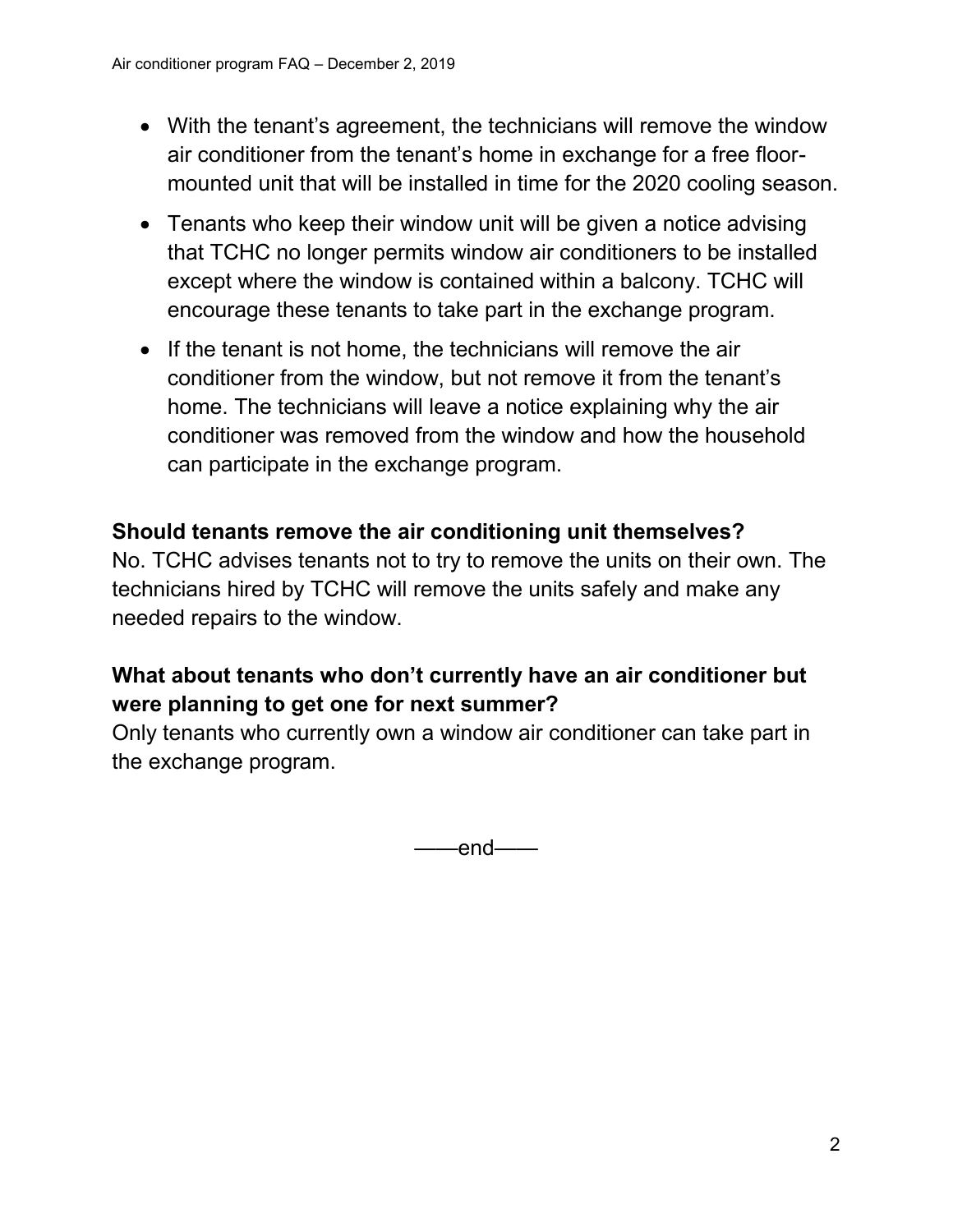- With the tenant's agreement, the technicians will remove the window air conditioner from the tenant's home in exchange for a free floor-mounted unit that will be installed in time for the 2020 cooling season.
- Tenants who keep their window unit will be given a notice advising that TCHC no longer permits window air conditioners to be installed except where the window is contained within a balcony. TCHC will encourage these tenants to take part in the exchange program.
- If the tenant is not home, the technicians will remove the air conditioner from the window, but not remove it from the tenant's home. The technicians will leave a notice explaining why the air conditioner was removed from the window and how the household can participate in the exchange program.

**Should tenants remove the air conditioning unit themselves?**
No. TCHC advises tenants not to try to remove the units on their own. The technicians hired by TCHC will remove the units safely and make any needed repairs to the window.

**What about tenants who don't currently have an air conditioner but were planning to get one for next summer?**
Only tenants who currently own a window air conditioner can take part in the exchange program.

——end——